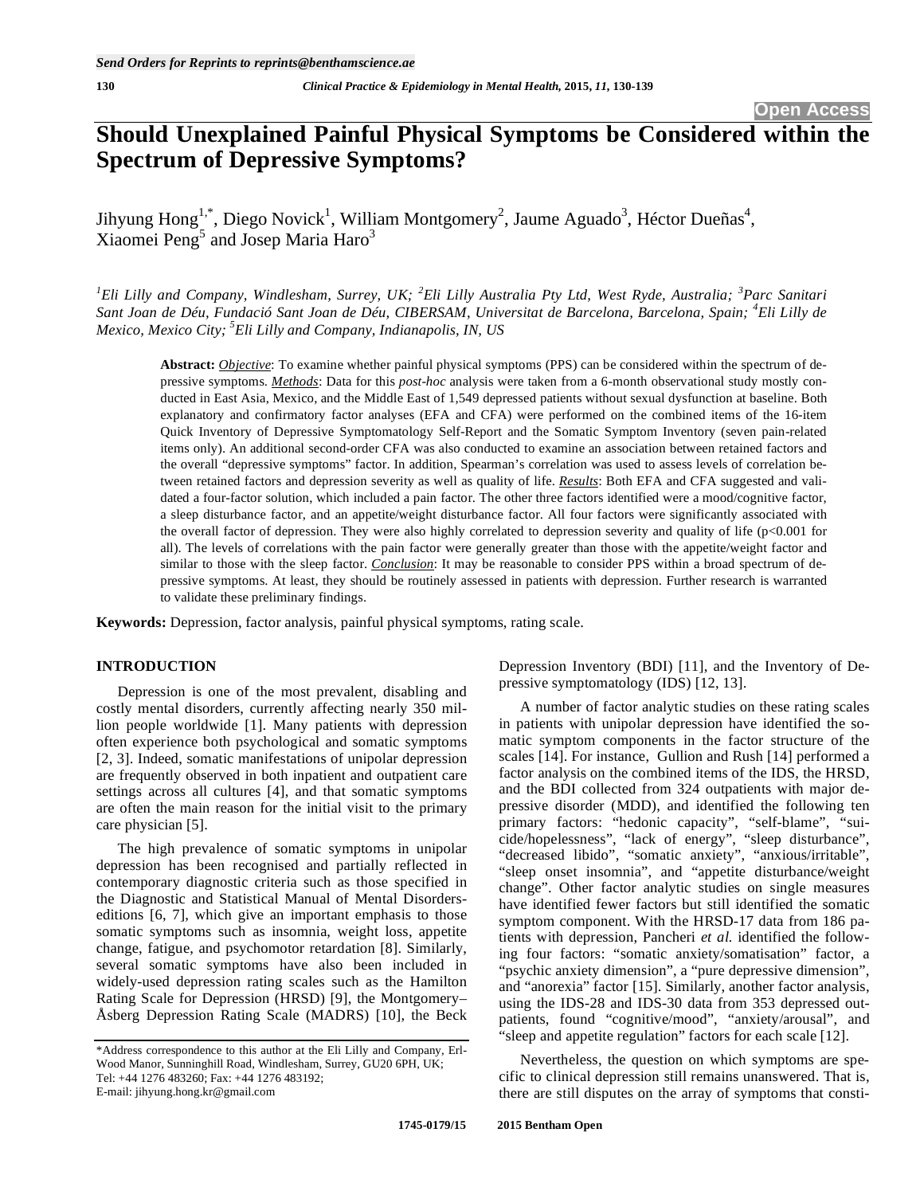# Should Unexplained Painful Physical Symptoms be Considered within the Spectrum of Depressive Symptoms?

Jihyung Hong[1,*], Diego Novick[1], William Montgomery[2], Jaume Aguado[3], Héctor Dueñas[4], Xiaomei Peng[5] and Josep Maria Haro[3]

*[1]Eli Lilly and Company, Windlesham, Surrey, UK; [2]Eli Lilly Australia Pty Ltd, West Ryde, Australia; [3]Parc Sanitari Sant Joan de Déu, Fundació Sant Joan de Déu, CIBERSAM, Universitat de Barcelona, Barcelona, Spain; [4]Eli Lilly de Mexico, Mexico City; [5]Eli Lilly and Company, Indianapolis, IN, US*

**Abstract:** ***Objective***: To examine whether painful physical symptoms (PPS) can be considered within the spectrum of depressive symptoms. ***Methods***: Data for this *post-hoc* analysis were taken from a 6-month observational study mostly conducted in East Asia, Mexico, and the Middle East of 1,549 depressed patients without sexual dysfunction at baseline. Both explanatory and confirmatory factor analyses (EFA and CFA) were performed on the combined items of the 16-item Quick Inventory of Depressive Symptomatology Self-Report and the Somatic Symptom Inventory (seven pain-related items only). An additional second-order CFA was also conducted to examine an association between retained factors and the overall "depressive symptoms" factor. In addition, Spearman's correlation was used to assess levels of correlation between retained factors and depression severity as well as quality of life. ***Results***: Both EFA and CFA suggested and validated a four-factor solution, which included a pain factor. The other three factors identified were a mood/cognitive factor, a sleep disturbance factor, and an appetite/weight disturbance factor. All four factors were significantly associated with the overall factor of depression. They were also highly correlated to depression severity and quality of life ($p<0.001$ for all). The levels of correlations with the pain factor were generally greater than those with the appetite/weight factor and similar to those with the sleep factor. ***Conclusion***: It may be reasonable to consider PPS within a broad spectrum of depressive symptoms. At least, they should be routinely assessed in patients with depression. Further research is warranted to validate these preliminary findings.

**Keywords:** Depression, factor analysis, painful physical symptoms, rating scale.

## INTRODUCTION

Depression is one of the most prevalent, disabling and costly mental disorders, currently affecting nearly 350 million people worldwide [1]. Many patients with depression often experience both psychological and somatic symptoms [2, 3]. Indeed, somatic manifestations of unipolar depression are frequently observed in both inpatient and outpatient care settings across all cultures [4], and that somatic symptoms are often the main reason for the initial visit to the primary care physician [5].

The high prevalence of somatic symptoms in unipolar depression has been recognised and partially reflected in contemporary diagnostic criteria such as those specified in the Diagnostic and Statistical Manual of Mental Disorders-editions [6, 7], which give an important emphasis to those somatic symptoms such as insomnia, weight loss, appetite change, fatigue, and psychomotor retardation [8]. Similarly, several somatic symptoms have also been included in widely-used depression rating scales such as the Hamilton Rating Scale for Depression (HRSD) [9], the Montgomery–Åsberg Depression Rating Scale (MADRS) [10], the Beck Depression Inventory (BDI) [11], and the Inventory of Depressive symptomatology (IDS) [12, 13].

A number of factor analytic studies on these rating scales in patients with unipolar depression have identified the somatic symptom components in the factor structure of the scales [14]. For instance, Gullion and Rush [14] performed a factor analysis on the combined items of the IDS, the HRSD, and the BDI collected from 324 outpatients with major depressive disorder (MDD), and identified the following ten primary factors: "hedonic capacity", "self-blame", "suicide/hopelessness", "lack of energy", "sleep disturbance", "decreased libido", "somatic anxiety", "anxious/irritable", "sleep onset insomnia", and "appetite disturbance/weight change". Other factor analytic studies on single measures have identified fewer factors but still identified the somatic symptom component. With the HRSD-17 data from 186 patients with depression, Pancheri *et al.* identified the following four factors: "somatic anxiety/somatisation" factor, a "psychic anxiety dimension", a "pure depressive dimension", and "anorexia" factor [15]. Similarly, another factor analysis, using the IDS-28 and IDS-30 data from 353 depressed outpatients, found "cognitive/mood", "anxiety/arousal", and "sleep and appetite regulation" factors for each scale [12].

Nevertheless, the question on which symptoms are specific to clinical depression still remains unanswered. That is, there are still disputes on the array of symptoms that consti-

*Address correspondence to this author at the Eli Lilly and Company, Erl-Wood Manor, Sunninghill Road, Windlesham, Surrey, GU20 6PH, UK; Tel: +44 1276 483260; Fax: +44 1276 483192; E-mail: jihyung.hong.kr@gmail.com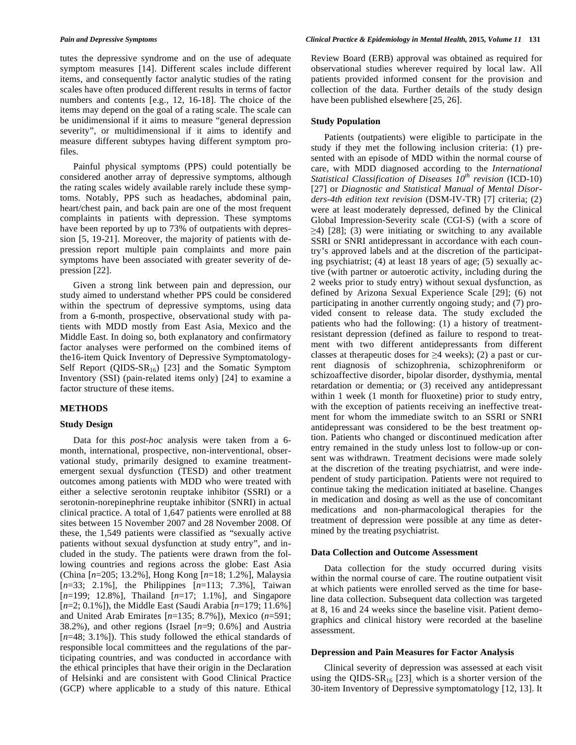tutes the depressive syndrome and on the use of adequate symptom measures [14]. Different scales include different items, and consequently factor analytic studies of the rating scales have often produced different results in terms of factor numbers and contents [e.g., 12, 16-18]. The choice of the items may depend on the goal of a rating scale. The scale can be unidimensional if it aims to measure "general depression severity", or multidimensional if it aims to identify and measure different subtypes having different symptom profiles.

Painful physical symptoms (PPS) could potentially be considered another array of depressive symptoms, although the rating scales widely available rarely include these symptoms. Notably, PPS such as headaches, abdominal pain, heart/chest pain, and back pain are one of the most frequent complaints in patients with depression. These symptoms have been reported by up to 73% of outpatients with depression [5, 19-21]. Moreover, the majority of patients with depression report multiple pain complaints and more pain symptoms have been associated with greater severity of depression [22].

Given a strong link between pain and depression, our study aimed to understand whether PPS could be considered within the spectrum of depressive symptoms, using data from a 6-month, prospective, observational study with patients with MDD mostly from East Asia, Mexico and the Middle East. In doing so, both explanatory and confirmatory factor analyses were performed on the combined items of the16-item Quick Inventory of Depressive Symptomatology-Self Report (QIDS-$SR_{16}$) [23] and the Somatic Symptom Inventory (SSI) (pain-related items only) [24] to examine a factor structure of these items.

## METHODS

### Study Design

Data for this *post-hoc* analysis were taken from a 6-month, international, prospective, non-interventional, observational study, primarily designed to examine treatment-emergent sexual dysfunction (TESD) and other treatment outcomes among patients with MDD who were treated with either a selective serotonin reuptake inhibitor (SSRI) or a serotonin-norepinephrine reuptake inhibitor (SNRI) in actual clinical practice. A total of 1,647 patients were enrolled at 88 sites between 15 November 2007 and 28 November 2008. Of these, the 1,549 patients were classified as "sexually active patients without sexual dysfunction at study entry", and included in the study. The patients were drawn from the following countries and regions across the globe: East Asia (China [*n*=205; 13.2%], Hong Kong [*n*=18; 1.2%], Malaysia [*n*=33; 2.1%], the Philippines [*n*=113; 7.3%], Taiwan [*n*=199; 12.8%], Thailand [*n*=17; 1.1%], and Singapore [*n*=2; 0.1%]), the Middle East (Saudi Arabia [*n*=179; 11.6%] and United Arab Emirates [*n*=135; 8.7%]), Mexico (*n*=591; 38.2%), and other regions (Israel [*n*=9; 0.6%] and Austria [*n*=48; 3.1%]). This study followed the ethical standards of responsible local committees and the regulations of the participating countries, and was conducted in accordance with the ethical principles that have their origin in the Declaration of Helsinki and are consistent with Good Clinical Practice (GCP) where applicable to a study of this nature. Ethical Review Board (ERB) approval was obtained as required for observational studies wherever required by local law. All patients provided informed consent for the provision and collection of the data. Further details of the study design have been published elsewhere [25, 26].

### Study Population

Patients (outpatients) were eligible to participate in the study if they met the following inclusion criteria: (1) presented with an episode of MDD within the normal course of care, with MDD diagnosed according to the *International Statistical Classification of Diseases 10th revision* (ICD-10) [27] or *Diagnostic and Statistical Manual of Mental Disorders-4th edition text revision* (DSM-IV-TR) [7] criteria; (2) were at least moderately depressed, defined by the Clinical Global Impression-Severity scale (CGI-S) (with a score of $\geq$4) [28]; (3) were initiating or switching to any available SSRI or SNRI antidepressant in accordance with each country's approved labels and at the discretion of the participating psychiatrist; (4) at least 18 years of age; (5) sexually active (with partner or autoerotic activity, including during the 2 weeks prior to study entry) without sexual dysfunction, as defined by Arizona Sexual Experience Scale [29]; (6) not participating in another currently ongoing study; and (7) provided consent to release data. The study excluded the patients who had the following: (1) a history of treatment-resistant depression (defined as failure to respond to treatment with two different antidepressants from different classes at therapeutic doses for $\geq$4 weeks); (2) a past or current diagnosis of schizophrenia, schizophreniform or schizoaffective disorder, bipolar disorder, dysthymia, mental retardation or dementia; or (3) received any antidepressant within 1 week (1 month for fluoxetine) prior to study entry, with the exception of patients receiving an ineffective treatment for whom the immediate switch to an SSRI or SNRI antidepressant was considered to be the best treatment option. Patients who changed or discontinued medication after entry remained in the study unless lost to follow-up or consent was withdrawn. Treatment decisions were made solely at the discretion of the treating psychiatrist, and were independent of study participation. Patients were not required to continue taking the medication initiated at baseline. Changes in medication and dosing as well as the use of concomitant medications and non-pharmacological therapies for the treatment of depression were possible at any time as determined by the treating psychiatrist.

### Data Collection and Outcome Assessment

Data collection for the study occurred during visits within the normal course of care. The routine outpatient visit at which patients were enrolled served as the time for baseline data collection. Subsequent data collection was targeted at 8, 16 and 24 weeks since the baseline visit. Patient demographics and clinical history were recorded at the baseline assessment.

### Depression and Pain Measures for Factor Analysis

Clinical severity of depression was assessed at each visit using the QIDS-$SR_{16}$ [23], which is a shorter version of the 30-item Inventory of Depressive symptomatology [12, 13]. It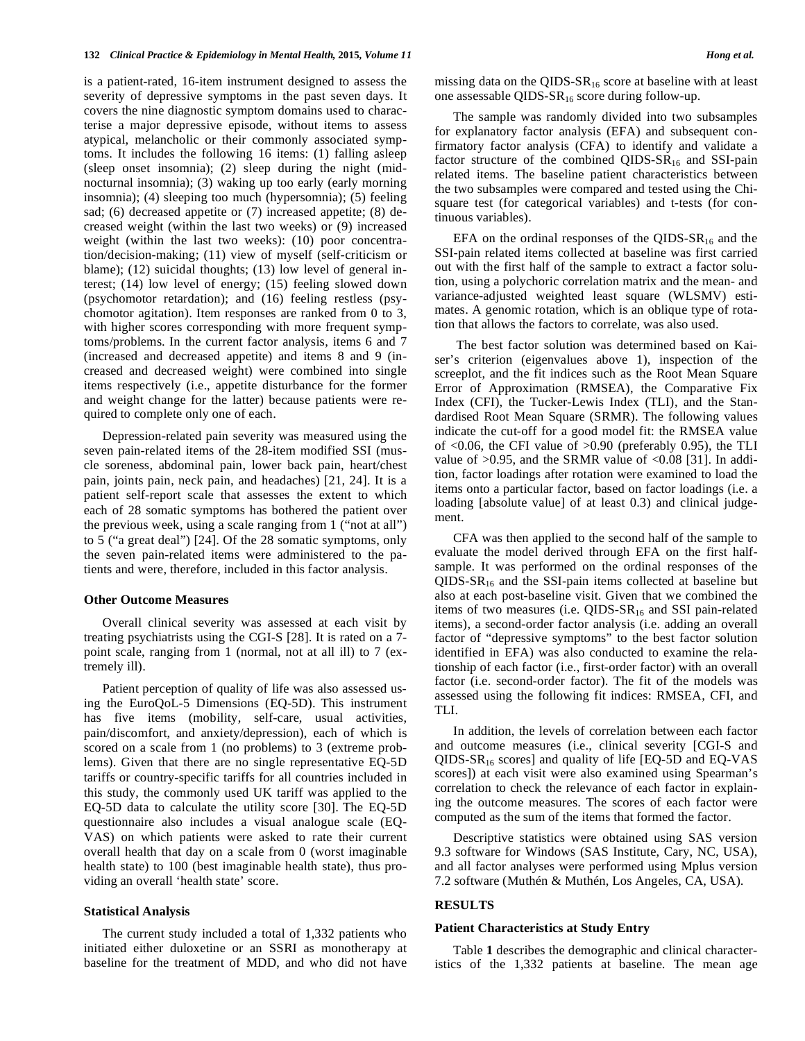is a patient-rated, 16-item instrument designed to assess the severity of depressive symptoms in the past seven days. It covers the nine diagnostic symptom domains used to characterise a major depressive episode, without items to assess atypical, melancholic or their commonly associated symptoms. It includes the following 16 items: (1) falling asleep (sleep onset insomnia); (2) sleep during the night (mid-nocturnal insomnia); (3) waking up too early (early morning insomnia); (4) sleeping too much (hypersomnia); (5) feeling sad; (6) decreased appetite or (7) increased appetite; (8) decreased weight (within the last two weeks) or (9) increased weight (within the last two weeks): (10) poor concentration/decision-making; (11) view of myself (self-criticism or blame); (12) suicidal thoughts; (13) low level of general interest; (14) low level of energy; (15) feeling slowed down (psychomotor retardation); and (16) feeling restless (psychomotor agitation). Item responses are ranked from 0 to 3, with higher scores corresponding with more frequent symptoms/problems. In the current factor analysis, items 6 and 7 (increased and decreased appetite) and items 8 and 9 (increased and decreased weight) were combined into single items respectively (i.e., appetite disturbance for the former and weight change for the latter) because patients were required to complete only one of each.

Depression-related pain severity was measured using the seven pain-related items of the 28-item modified SSI (muscle soreness, abdominal pain, lower back pain, heart/chest pain, joints pain, neck pain, and headaches) [21, 24]. It is a patient self-report scale that assesses the extent to which each of 28 somatic symptoms has bothered the patient over the previous week, using a scale ranging from 1 ("not at all") to 5 ("a great deal") [24]. Of the 28 somatic symptoms, only the seven pain-related items were administered to the patients and were, therefore, included in this factor analysis.

### Other Outcome Measures

Overall clinical severity was assessed at each visit by treating psychiatrists using the CGI-S [28]. It is rated on a 7-point scale, ranging from 1 (normal, not at all ill) to 7 (extremely ill).

Patient perception of quality of life was also assessed using the EuroQoL-5 Dimensions (EQ-5D). This instrument has five items (mobility, self-care, usual activities, pain/discomfort, and anxiety/depression), each of which is scored on a scale from 1 (no problems) to 3 (extreme problems). Given that there are no single representative EQ-5D tariffs or country-specific tariffs for all countries included in this study, the commonly used UK tariff was applied to the EQ-5D data to calculate the utility score [30]. The EQ-5D questionnaire also includes a visual analogue scale (EQ-VAS) on which patients were asked to rate their current overall health that day on a scale from 0 (worst imaginable health state) to 100 (best imaginable health state), thus providing an overall 'health state' score.

### Statistical Analysis

The current study included a total of 1,332 patients who initiated either duloxetine or an SSRI as monotherapy at baseline for the treatment of MDD, and who did not have missing data on the QIDS-$SR_{16}$ score at baseline with at least one assessable QIDS-$SR_{16}$ score during follow-up.

The sample was randomly divided into two subsamples for explanatory factor analysis (EFA) and subsequent confirmatory factor analysis (CFA) to identify and validate a factor structure of the combined QIDS-$SR_{16}$ and SSI-pain related items. The baseline patient characteristics between the two subsamples were compared and tested using the Chi-square test (for categorical variables) and t-tests (for continuous variables).

EFA on the ordinal responses of the QIDS-$SR_{16}$ and the SSI-pain related items collected at baseline was first carried out with the first half of the sample to extract a factor solution, using a polychoric correlation matrix and the mean- and variance-adjusted weighted least square (WLSMV) estimates. A genomic rotation, which is an oblique type of rotation that allows the factors to correlate, was also used.

The best factor solution was determined based on Kaiser's criterion (eigenvalues above 1), inspection of the screeplot, and the fit indices such as the Root Mean Square Error of Approximation (RMSEA), the Comparative Fix Index (CFI), the Tucker-Lewis Index (TLI), and the Standardised Root Mean Square (SRMR). The following values indicate the cut-off for a good model fit: the RMSEA value of <0.06, the CFI value of >0.90 (preferably 0.95), the TLI value of >0.95, and the SRMR value of <0.08 [31]. In addition, factor loadings after rotation were examined to load the items onto a particular factor, based on factor loadings (i.e. a loading [absolute value] of at least 0.3) and clinical judgement.

CFA was then applied to the second half of the sample to evaluate the model derived through EFA on the first half-sample. It was performed on the ordinal responses of the QIDS-$SR_{16}$ and the SSI-pain items collected at baseline but also at each post-baseline visit. Given that we combined the items of two measures (i.e. QIDS-$SR_{16}$ and SSI pain-related items), a second-order factor analysis (i.e. adding an overall factor of "depressive symptoms" to the best factor solution identified in EFA) was also conducted to examine the relationship of each factor (i.e., first-order factor) with an overall factor (i.e. second-order factor). The fit of the models was assessed using the following fit indices: RMSEA, CFI, and TLI.

In addition, the levels of correlation between each factor and outcome measures (i.e., clinical severity [CGI-S and QIDS-$SR_{16}$ scores] and quality of life [EQ-5D and EQ-VAS scores]) at each visit were also examined using Spearman's correlation to check the relevance of each factor in explaining the outcome measures. The scores of each factor were computed as the sum of the items that formed the factor.

Descriptive statistics were obtained using SAS version 9.3 software for Windows (SAS Institute, Cary, NC, USA), and all factor analyses were performed using Mplus version 7.2 software (Muthén & Muthén, Los Angeles, CA, USA).

## RESULTS

### Patient Characteristics at Study Entry

Table **1** describes the demographic and clinical characteristics of the 1,332 patients at baseline. The mean age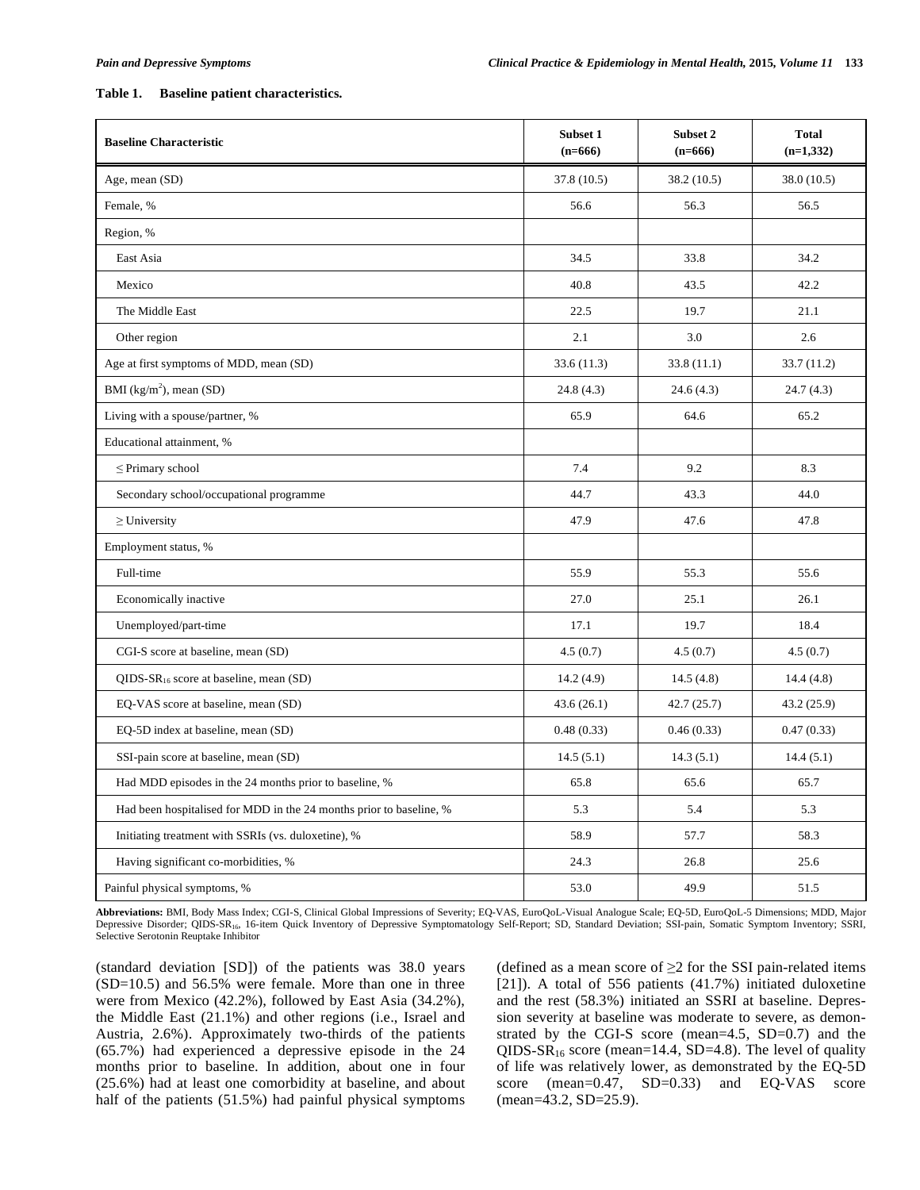**Table 1. Baseline patient characteristics.**

| Baseline Characteristic | Subset 1 (n=666) | Subset 2 (n=666) | Total (n=1,332) |
|---|---|---|---|
| Age, mean (SD) | 37.8 (10.5) | 38.2 (10.5) | 38.0 (10.5) |
| Female, % | 56.6 | 56.3 | 56.5 |
| Region, % | | | |
| East Asia | 34.5 | 33.8 | 34.2 |
| Mexico | 40.8 | 43.5 | 42.2 |
| The Middle East | 22.5 | 19.7 | 21.1 |
| Other region | 2.1 | 3.0 | 2.6 |
| Age at first symptoms of MDD, mean (SD) | 33.6 (11.3) | 33.8 (11.1) | 33.7 (11.2) |
| BMI (kg/m$^2$), mean (SD) | 24.8 (4.3) | 24.6 (4.3) | 24.7 (4.3) |
| Living with a spouse/partner, % | 65.9 | 64.6 | 65.2 |
| Educational attainment, % | | | |
| ≤ Primary school | 7.4 | 9.2 | 8.3 |
| Secondary school/occupational programme | 44.7 | 43.3 | 44.0 |
| ≥ University | 47.9 | 47.6 | 47.8 |
| Employment status, % | | | |
| Full-time | 55.9 | 55.3 | 55.6 |
| Economically inactive | 27.0 | 25.1 | 26.1 |
| Unemployed/part-time | 17.1 | 19.7 | 18.4 |
| CGI-S score at baseline, mean (SD) | 4.5 (0.7) | 4.5 (0.7) | 4.5 (0.7) |
| QIDS-SR$_{16}$ score at baseline, mean (SD) | 14.2 (4.9) | 14.5 (4.8) | 14.4 (4.8) |
| EQ-VAS score at baseline, mean (SD) | 43.6 (26.1) | 42.7 (25.7) | 43.2 (25.9) |
| EQ-5D index at baseline, mean (SD) | 0.48 (0.33) | 0.46 (0.33) | 0.47 (0.33) |
| SSI-pain score at baseline, mean (SD) | 14.5 (5.1) | 14.3 (5.1) | 14.4 (5.1) |
| Had MDD episodes in the 24 months prior to baseline, % | 65.8 | 65.6 | 65.7 |
| Had been hospitalised for MDD in the 24 months prior to baseline, % | 5.3 | 5.4 | 5.3 |
| Initiating treatment with SSRIs (vs. duloxetine), % | 58.9 | 57.7 | 58.3 |
| Having significant co-morbidities, % | 24.3 | 26.8 | 25.6 |
| Painful physical symptoms, % | 53.0 | 49.9 | 51.5 |

**Abbreviations:** BMI, Body Mass Index; CGI-S, Clinical Global Impressions of Severity; EQ-VAS, EuroQoL-Visual Analogue Scale; EQ-5D, EuroQoL-5 Dimensions; MDD, Major Depressive Disorder; QIDS-SR$_{16}$, 16-item Quick Inventory of Depressive Symptomatology Self-Report; SD, Standard Deviation; SSI-pain, Somatic Symptom Inventory; SSRI, Selective Serotonin Reuptake Inhibitor

(standard deviation [SD]) of the patients was 38.0 years (SD=10.5) and 56.5% were female. More than one in three were from Mexico (42.2%), followed by East Asia (34.2%), the Middle East (21.1%) and other regions (i.e., Israel and Austria, 2.6%). Approximately two-thirds of the patients (65.7%) had experienced a depressive episode in the 24 months prior to baseline. In addition, about one in four (25.6%) had at least one comorbidity at baseline, and about half of the patients (51.5%) had painful physical symptoms (defined as a mean score of ≥2 for the SSI pain-related items [21]). A total of 556 patients (41.7%) initiated duloxetine and the rest (58.3%) initiated an SSRI at baseline. Depression severity at baseline was moderate to severe, as demonstrated by the CGI-S score (mean=4.5, SD=0.7) and the QIDS-SR$_{16}$ score (mean=14.4, SD=4.8). The level of quality of life was relatively lower, as demonstrated by the EQ-5D score (mean=0.47, SD=0.33) and EQ-VAS score (mean=43.2, SD=25.9).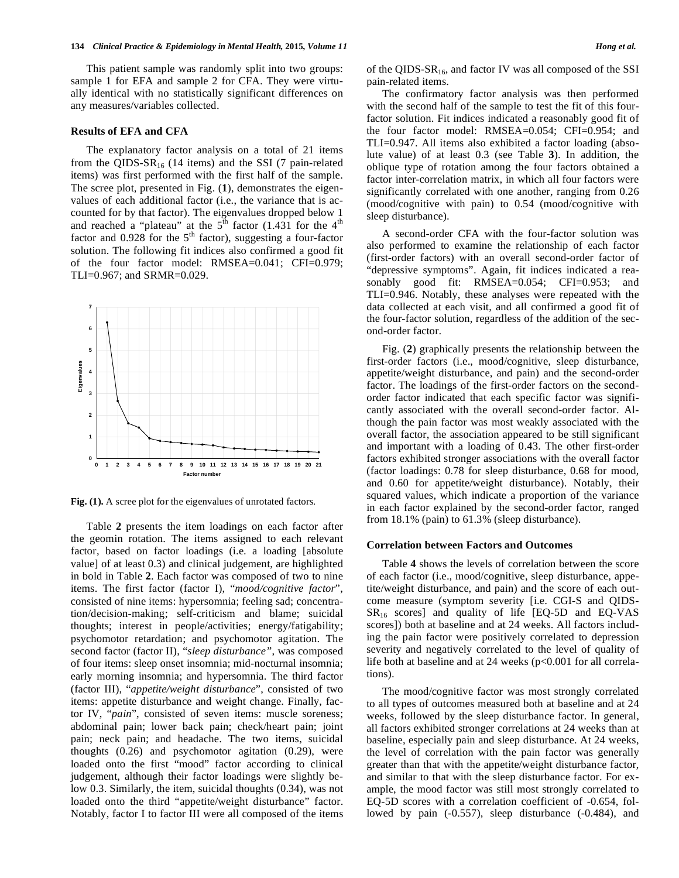This patient sample was randomly split into two groups: sample 1 for EFA and sample 2 for CFA. They were virtually identical with no statistically significant differences on any measures/variables collected.

### Results of EFA and CFA

The explanatory factor analysis on a total of 21 items from the QIDS-$SR_{16}$ (14 items) and the SSI (7 pain-related items) was first performed with the first half of the sample. The scree plot, presented in Fig. (**1**), demonstrates the eigenvalues of each additional factor (i.e., the variance that is accounted for by that factor). The eigenvalues dropped below 1 and reached a "plateau" at the $5^{th}$ factor (1.431 for the $4^{th}$ factor and 0.928 for the $5^{th}$ factor), suggesting a four-factor solution. The following fit indices also confirmed a good fit of the four factor model: RMSEA=0.041; CFI=0.979; TLI=0.967; and SRMR=0.029.

**Fig. (1).** A scree plot for the eigenvalues of unrotated factors.

Table **2** presents the item loadings on each factor after the geomin rotation. The items assigned to each relevant factor, based on factor loadings (i.e. a loading [absolute value] of at least 0.3) and clinical judgement, are highlighted in bold in Table **2**. Each factor was composed of two to nine items. The first factor (factor I), "*mood/cognitive factor*", consisted of nine items: hypersomnia; feeling sad; concentration/decision-making; self-criticism and blame; suicidal thoughts; interest in people/activities; energy/fatigability; psychomotor retardation; and psychomotor agitation. The second factor (factor II), "*sleep disturbance*", was composed of four items: sleep onset insomnia; mid-nocturnal insomnia; early morning insomnia; and hypersomnia. The third factor (factor III), "*appetite/weight disturbance*", consisted of two items: appetite disturbance and weight change. Finally, factor IV, "*pain*", consisted of seven items: muscle soreness; abdominal pain; lower back pain; check/heart pain; joint pain; neck pain; and headache. The two items, suicidal thoughts (0.26) and psychomotor agitation (0.29), were loaded onto the first "mood" factor according to clinical judgement, although their factor loadings were slightly below 0.3. Similarly, the item, suicidal thoughts (0.34), was not loaded onto the third "appetite/weight disturbance" factor. Notably, factor I to factor III were all composed of the items of the QIDS-$SR_{16}$, and factor IV was all composed of the SSI pain-related items.

The confirmatory factor analysis was then performed with the second half of the sample to test the fit of this four-factor solution. Fit indices indicated a reasonably good fit of the four factor model: RMSEA=0.054; CFI=0.954; and TLI=0.947. All items also exhibited a factor loading (absolute value) of at least 0.3 (see Table **3**). In addition, the oblique type of rotation among the four factors obtained a factor inter-correlation matrix, in which all four factors were significantly correlated with one another, ranging from 0.26 (mood/cognitive with pain) to 0.54 (mood/cognitive with sleep disturbance).

A second-order CFA with the four-factor solution was also performed to examine the relationship of each factor (first-order factors) with an overall second-order factor of "depressive symptoms". Again, fit indices indicated a reasonably good fit: RMSEA=0.054; CFI=0.953; and TLI=0.946. Notably, these analyses were repeated with the data collected at each visit, and all confirmed a good fit of the four-factor solution, regardless of the addition of the second-order factor.

Fig. (**2**) graphically presents the relationship between the first-order factors (i.e., mood/cognitive, sleep disturbance, appetite/weight disturbance, and pain) and the second-order factor. The loadings of the first-order factors on the second-order factor indicated that each specific factor was significantly associated with the overall second-order factor. Although the pain factor was most weakly associated with the overall factor, the association appeared to be still significant and important with a loading of 0.43. The other first-order factors exhibited stronger associations with the overall factor (factor loadings: 0.78 for sleep disturbance, 0.68 for mood, and 0.60 for appetite/weight disturbance). Notably, their squared values, which indicate a proportion of the variance in each factor explained by the second-order factor, ranged from 18.1% (pain) to 61.3% (sleep disturbance).

### Correlation between Factors and Outcomes

Table **4** shows the levels of correlation between the score of each factor (i.e., mood/cognitive, sleep disturbance, appetite/weight disturbance, and pain) and the score of each outcome measure (symptom severity [i.e. CGI-S and QIDS-$SR_{16}$ scores] and quality of life [EQ-5D and EQ-VAS scores]) both at baseline and at 24 weeks. All factors including the pain factor were positively correlated to depression severity and negatively correlated to the level of quality of life both at baseline and at 24 weeks ($p<0.001$ for all correlations).

The mood/cognitive factor was most strongly correlated to all types of outcomes measured both at baseline and at 24 weeks, followed by the sleep disturbance factor. In general, all factors exhibited stronger correlations at 24 weeks than at baseline, especially pain and sleep disturbance. At 24 weeks, the level of correlation with the pain factor was generally greater than that with the appetite/weight disturbance factor, and similar to that with the sleep disturbance factor. For example, the mood factor was still most strongly correlated to EQ-5D scores with a correlation coefficient of -0.654, followed by pain (-0.557), sleep disturbance (-0.484), and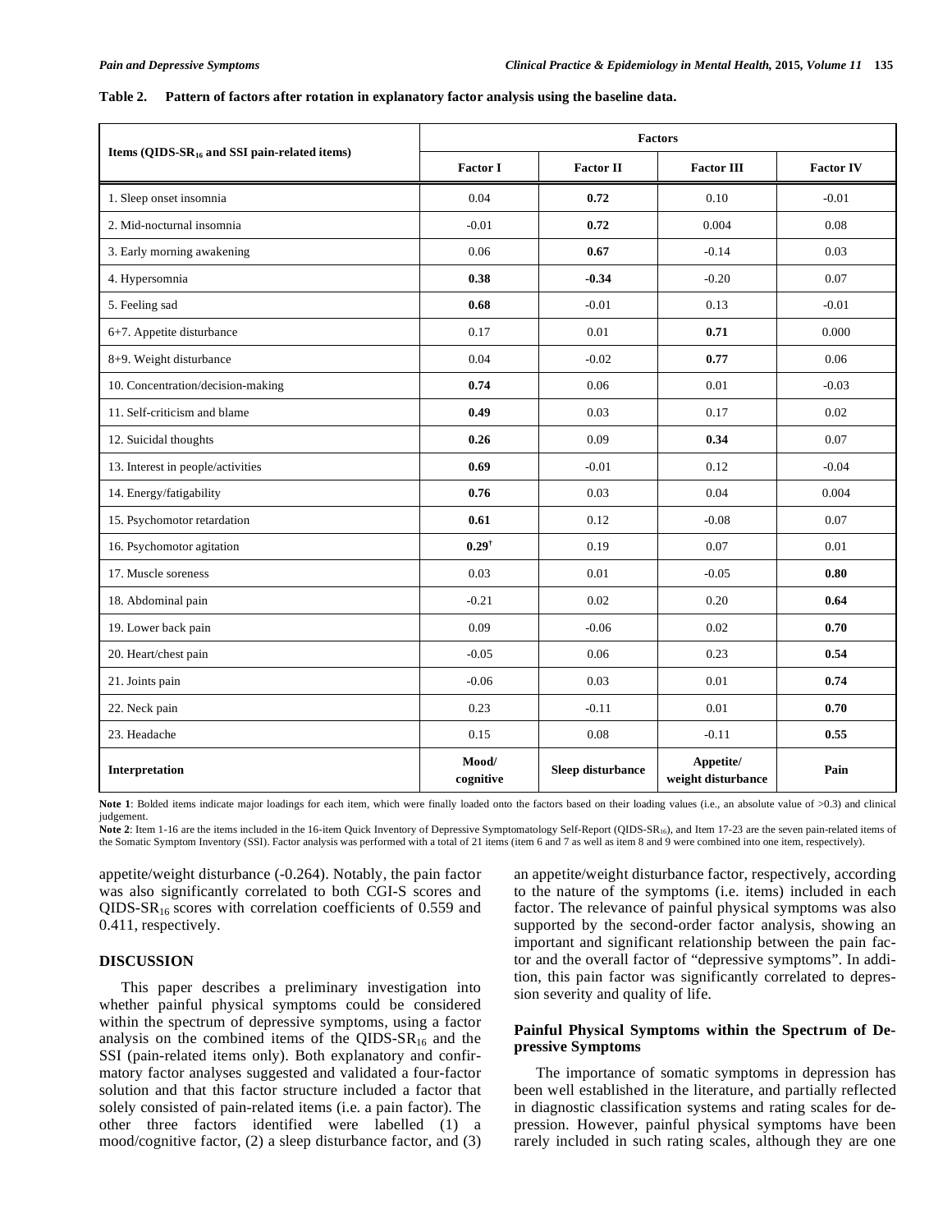**Table 2. Pattern of factors after rotation in explanatory factor analysis using the baseline data.**

| Items (QIDS-SR$_{16}$ and SSI pain-related items) | Factors | | | |
|---|---|---|---|---|
| | **Factor I** | **Factor II** | **Factor III** | **Factor IV** |
| 1. Sleep onset insomnia | 0.04 | **0.72** | 0.10 | -0.01 |
| 2. Mid-nocturnal insomnia | -0.01 | **0.72** | 0.004 | 0.08 |
| 3. Early morning awakening | 0.06 | **0.67** | -0.14 | 0.03 |
| 4. Hypersomnia | **0.38** | **-0.34** | -0.20 | 0.07 |
| 5. Feeling sad | **0.68** | -0.01 | 0.13 | -0.01 |
| 6+7. Appetite disturbance | 0.17 | 0.01 | **0.71** | 0.000 |
| 8+9. Weight disturbance | 0.04 | -0.02 | **0.77** | 0.06 |
| 10. Concentration/decision-making | **0.74** | 0.06 | 0.01 | -0.03 |
| 11. Self-criticism and blame | **0.49** | 0.03 | 0.17 | 0.02 |
| 12. Suicidal thoughts | **0.26** | 0.09 | **0.34** | 0.07 |
| 13. Interest in people/activities | **0.69** | -0.01 | 0.12 | -0.04 |
| 14. Energy/fatigability | **0.76** | 0.03 | 0.04 | 0.004 |
| 15. Psychomotor retardation | **0.61** | 0.12 | -0.08 | 0.07 |
| 16. Psychomotor agitation | **0.29**† | 0.19 | 0.07 | 0.01 |
| 17. Muscle soreness | 0.03 | 0.01 | -0.05 | **0.80** |
| 18. Abdominal pain | -0.21 | 0.02 | 0.20 | **0.64** |
| 19. Lower back pain | 0.09 | -0.06 | 0.02 | **0.70** |
| 20. Heart/chest pain | -0.05 | 0.06 | 0.23 | **0.54** |
| 21. Joints pain | -0.06 | 0.03 | 0.01 | **0.74** |
| 22. Neck pain | 0.23 | -0.11 | 0.01 | **0.70** |
| 23. Headache | 0.15 | 0.08 | -0.11 | **0.55** |
| **Interpretation** | **Mood/ cognitive** | **Sleep disturbance** | **Appetite/ weight disturbance** | **Pain** |

**Note 1**: Bolded items indicate major loadings for each item, which were finally loaded onto the factors based on their loading values (i.e., an absolute value of >0.3) and clinical judgement.

**Note 2**: Item 1-16 are the items included in the 16-item Quick Inventory of Depressive Symptomatology Self-Report (QIDS-SR$_{16}$), and Item 17-23 are the seven pain-related items of the Somatic Symptom Inventory (SSI). Factor analysis was performed with a total of 21 items (item 6 and 7 as well as item 8 and 9 were combined into one item, respectively).

appetite/weight disturbance (-0.264). Notably, the pain factor was also significantly correlated to both CGI-S scores and QIDS-SR$_{16}$ scores with correlation coefficients of 0.559 and 0.411, respectively.

## DISCUSSION

This paper describes a preliminary investigation into whether painful physical symptoms could be considered within the spectrum of depressive symptoms, using a factor analysis on the combined items of the QIDS-SR$_{16}$ and the SSI (pain-related items only). Both explanatory and confirmatory factor analyses suggested and validated a four-factor solution and that this factor structure included a factor that solely consisted of pain-related items (i.e. a pain factor). The other three factors identified were labelled (1) a mood/cognitive factor, (2) a sleep disturbance factor, and (3) an appetite/weight disturbance factor, respectively, according to the nature of the symptoms (i.e. items) included in each factor. The relevance of painful physical symptoms was also supported by the second-order factor analysis, showing an important and significant relationship between the pain factor and the overall factor of "depressive symptoms". In addition, this pain factor was significantly correlated to depression severity and quality of life.

### Painful Physical Symptoms within the Spectrum of Depressive Symptoms

The importance of somatic symptoms in depression has been well established in the literature, and partially reflected in diagnostic classification systems and rating scales for depression. However, painful physical symptoms have been rarely included in such rating scales, although they are one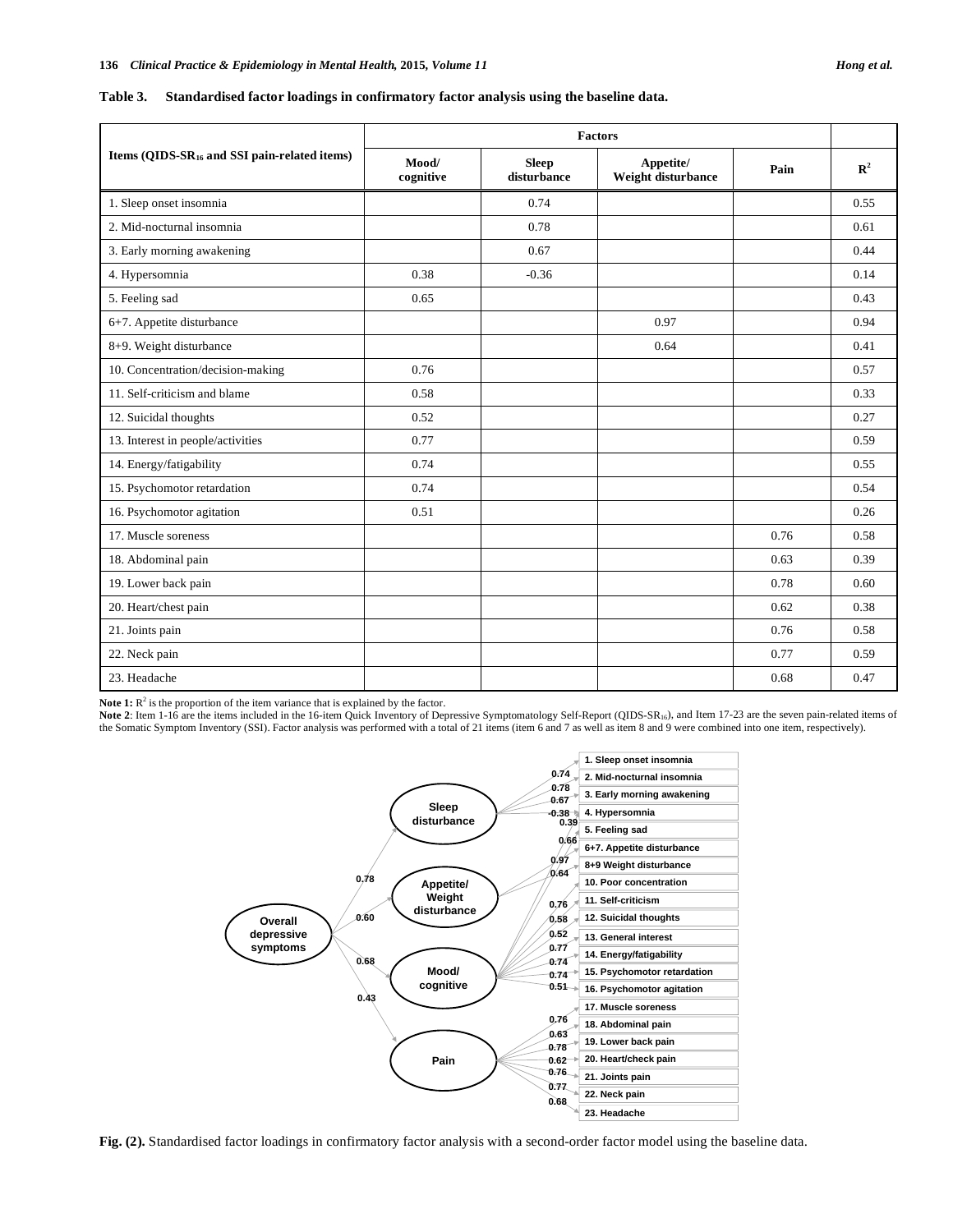**Table 3. Standardised factor loadings in confirmatory factor analysis using the baseline data.**

| Items (QIDS-SR$_{16}$ and SSI pain-related items) | Factors | | | | $R^2$ |
|---|---|---|---|---|---|
| | Mood/ cognitive | Sleep disturbance | Appetite/ Weight disturbance | Pain | |
| 1. Sleep onset insomnia | | 0.74 | | | 0.55 |
| 2. Mid-nocturnal insomnia | | 0.78 | | | 0.61 |
| 3. Early morning awakening | | 0.67 | | | 0.44 |
| 4. Hypersomnia | 0.38 | -0.36 | | | 0.14 |
| 5. Feeling sad | 0.65 | | | | 0.43 |
| 6+7. Appetite disturbance | | | 0.97 | | 0.94 |
| 8+9. Weight disturbance | | | 0.64 | | 0.41 |
| 10. Concentration/decision-making | 0.76 | | | | 0.57 |
| 11. Self-criticism and blame | 0.58 | | | | 0.33 |
| 12. Suicidal thoughts | 0.52 | | | | 0.27 |
| 13. Interest in people/activities | 0.77 | | | | 0.59 |
| 14. Energy/fatigability | 0.74 | | | | 0.55 |
| 15. Psychomotor retardation | 0.74 | | | | 0.54 |
| 16. Psychomotor agitation | 0.51 | | | | 0.26 |
| 17. Muscle soreness | | | | 0.76 | 0.58 |
| 18. Abdominal pain | | | | 0.63 | 0.39 |
| 19. Lower back pain | | | | 0.78 | 0.60 |
| 20. Heart/chest pain | | | | 0.62 | 0.38 |
| 21. Joints pain | | | | 0.76 | 0.58 |
| 22. Neck pain | | | | 0.77 | 0.59 |
| 23. Headache | | | | 0.68 | 0.47 |

**Note 1:** $R^2$ is the proportion of the item variance that is explained by the factor.
**Note 2**: Item 1-16 are the items included in the 16-item Quick Inventory of Depressive Symptomatology Self-Report (QIDS-SR$_{16}$), and Item 17-23 are the seven pain-related items of the Somatic Symptom Inventory (SSI). Factor analysis was performed with a total of 21 items (item 6 and 7 as well as item 8 and 9 were combined into one item, respectively).

**Fig. (2).** Standardised factor loadings in confirmatory factor analysis with a second-order factor model using the baseline data.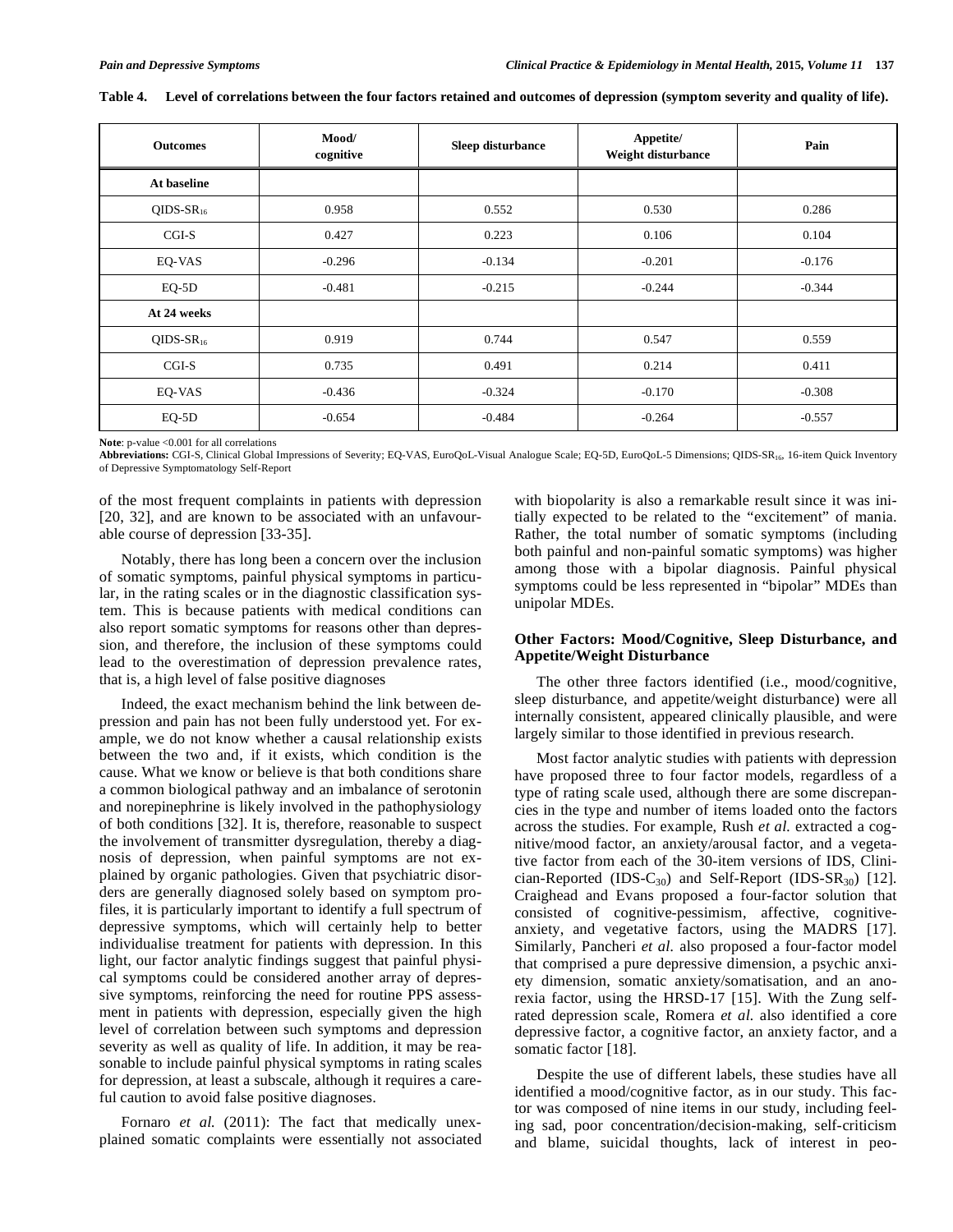**Table 4. Level of correlations between the four factors retained and outcomes of depression (symptom severity and quality of life).**

| Outcomes | Mood/ cognitive | Sleep disturbance | Appetite/ Weight disturbance | Pain |
|---|---|---|---|---|
| **At baseline** | | | | |
| $QIDS\text{-}SR_{16}$ | 0.958 | 0.552 | 0.530 | 0.286 |
| CGI-S | 0.427 | 0.223 | 0.106 | 0.104 |
| EQ-VAS | -0.296 | -0.134 | -0.201 | -0.176 |
| EQ-5D | -0.481 | -0.215 | -0.244 | -0.344 |
| **At 24 weeks** | | | | |
| $QIDS\text{-}SR_{16}$ | 0.919 | 0.744 | 0.547 | 0.559 |
| CGI-S | 0.735 | 0.491 | 0.214 | 0.411 |
| EQ-VAS | -0.436 | -0.324 | -0.170 | -0.308 |
| EQ-5D | -0.654 | -0.484 | -0.264 | -0.557 |

**Note**: p-value <0.001 for all correlations

**Abbreviations:** CGI-S, Clinical Global Impressions of Severity; EQ-VAS, EuroQoL-Visual Analogue Scale; EQ-5D, EuroQoL-5 Dimensions; $QIDS\text{-}SR_{16}$, 16-item Quick Inventory of Depressive Symptomatology Self-Report

of the most frequent complaints in patients with depression [20, 32], and are known to be associated with an unfavourable course of depression [33-35].

Notably, there has long been a concern over the inclusion of somatic symptoms, painful physical symptoms in particular, in the rating scales or in the diagnostic classification system. This is because patients with medical conditions can also report somatic symptoms for reasons other than depression, and therefore, the inclusion of these symptoms could lead to the overestimation of depression prevalence rates, that is, a high level of false positive diagnoses

Indeed, the exact mechanism behind the link between depression and pain has not been fully understood yet. For example, we do not know whether a causal relationship exists between the two and, if it exists, which condition is the cause. What we know or believe is that both conditions share a common biological pathway and an imbalance of serotonin and norepinephrine is likely involved in the pathophysiology of both conditions [32]. It is, therefore, reasonable to suspect the involvement of transmitter dysregulation, thereby a diagnosis of depression, when painful symptoms are not explained by organic pathologies. Given that psychiatric disorders are generally diagnosed solely based on symptom profiles, it is particularly important to identify a full spectrum of depressive symptoms, which will certainly help to better individualise treatment for patients with depression. In this light, our factor analytic findings suggest that painful physical symptoms could be considered another array of depressive symptoms, reinforcing the need for routine PPS assessment in patients with depression, especially given the high level of correlation between such symptoms and depression severity as well as quality of life. In addition, it may be reasonable to include painful physical symptoms in rating scales for depression, at least a subscale, although it requires a careful caution to avoid false positive diagnoses.

Fornaro *et al.* (2011): The fact that medically unexplained somatic complaints were essentially not associated with biopolarity is also a remarkable result since it was initially expected to be related to the "excitement" of mania. Rather, the total number of somatic symptoms (including both painful and non-painful somatic symptoms) was higher among those with a bipolar diagnosis. Painful physical symptoms could be less represented in "bipolar" MDEs than unipolar MDEs.

### Other Factors: Mood/Cognitive, Sleep Disturbance, and Appetite/Weight Disturbance

The other three factors identified (i.e., mood/cognitive, sleep disturbance, and appetite/weight disturbance) were all internally consistent, appeared clinically plausible, and were largely similar to those identified in previous research.

Most factor analytic studies with patients with depression have proposed three to four factor models, regardless of a type of rating scale used, although there are some discrepancies in the type and number of items loaded onto the factors across the studies. For example, Rush *et al.* extracted a cognitive/mood factor, an anxiety/arousal factor, and a vegetative factor from each of the 30-item versions of IDS, Clinician-Reported ($IDS\text{-}C_{30}$) and Self-Report ($IDS\text{-}SR_{30}$) [12]. Craighead and Evans proposed a four-factor solution that consisted of cognitive-pessimism, affective, cognitive-anxiety, and vegetative factors, using the MADRS [17]. Similarly, Pancheri *et al.* also proposed a four-factor model that comprised a pure depressive dimension, a psychic anxiety dimension, somatic anxiety/somatisation, and an anorexia factor, using the HRSD-17 [15]. With the Zung self-rated depression scale, Romera *et al.* also identified a core depressive factor, a cognitive factor, an anxiety factor, and a somatic factor [18].

Despite the use of different labels, these studies have all identified a mood/cognitive factor, as in our study. This factor was composed of nine items in our study, including feeling sad, poor concentration/decision-making, self-criticism and blame, suicidal thoughts, lack of interest in peo-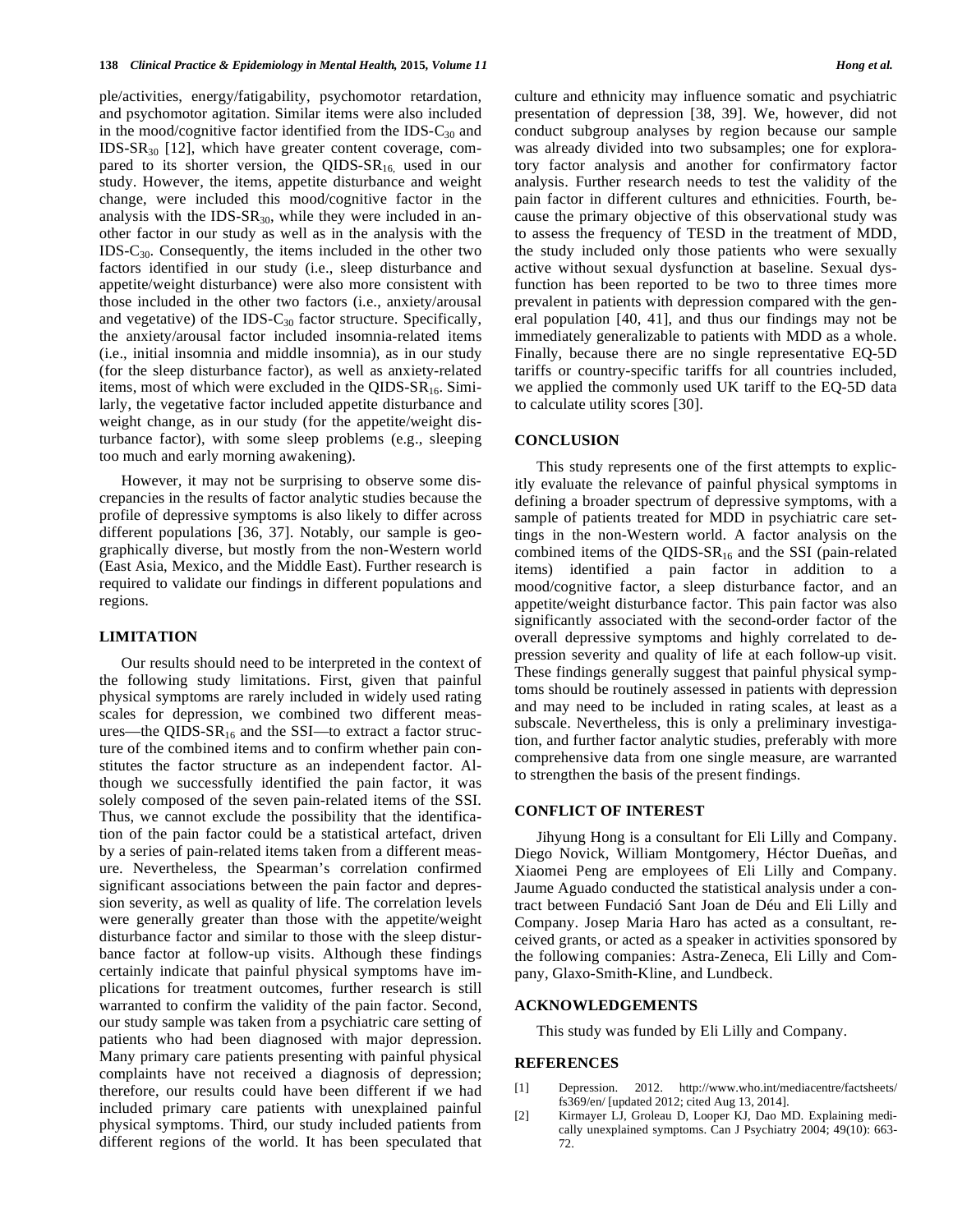ple/activities, energy/fatigability, psychomotor retardation, and psychomotor agitation. Similar items were also included in the mood/cognitive factor identified from the IDS-$C_{30}$ and IDS-$SR_{30}$ [12], which have greater content coverage, compared to its shorter version, the QIDS-$SR_{16,}$ used in our study. However, the items, appetite disturbance and weight change, were included this mood/cognitive factor in the analysis with the IDS-$SR_{30}$, while they were included in another factor in our study as well as in the analysis with the IDS-$C_{30}$. Consequently, the items included in the other two factors identified in our study (i.e., sleep disturbance and appetite/weight disturbance) were also more consistent with those included in the other two factors (i.e., anxiety/arousal and vegetative) of the IDS-$C_{30}$ factor structure. Specifically, the anxiety/arousal factor included insomnia-related items (i.e., initial insomnia and middle insomnia), as in our study (for the sleep disturbance factor), as well as anxiety-related items, most of which were excluded in the QIDS-$SR_{16}$. Similarly, the vegetative factor included appetite disturbance and weight change, as in our study (for the appetite/weight disturbance factor), with some sleep problems (e.g., sleeping too much and early morning awakening).

However, it may not be surprising to observe some discrepancies in the results of factor analytic studies because the profile of depressive symptoms is also likely to differ across different populations [36, 37]. Notably, our sample is geographically diverse, but mostly from the non-Western world (East Asia, Mexico, and the Middle East). Further research is required to validate our findings in different populations and regions.

## LIMITATION

Our results should need to be interpreted in the context of the following study limitations. First, given that painful physical symptoms are rarely included in widely used rating scales for depression, we combined two different measures—the QIDS-$SR_{16}$ and the SSI—to extract a factor structure of the combined items and to confirm whether pain constitutes the factor structure as an independent factor. Although we successfully identified the pain factor, it was solely composed of the seven pain-related items of the SSI. Thus, we cannot exclude the possibility that the identification of the pain factor could be a statistical artefact, driven by a series of pain-related items taken from a different measure. Nevertheless, the Spearman's correlation confirmed significant associations between the pain factor and depression severity, as well as quality of life. The correlation levels were generally greater than those with the appetite/weight disturbance factor and similar to those with the sleep disturbance factor at follow-up visits. Although these findings certainly indicate that painful physical symptoms have implications for treatment outcomes, further research is still warranted to confirm the validity of the pain factor. Second, our study sample was taken from a psychiatric care setting of patients who had been diagnosed with major depression. Many primary care patients presenting with painful physical complaints have not received a diagnosis of depression; therefore, our results could have been different if we had included primary care patients with unexplained painful physical symptoms. Third, our study included patients from different regions of the world. It has been speculated that culture and ethnicity may influence somatic and psychiatric presentation of depression [38, 39]. We, however, did not conduct subgroup analyses by region because our sample was already divided into two subsamples; one for exploratory factor analysis and another for confirmatory factor analysis. Further research needs to test the validity of the pain factor in different cultures and ethnicities. Fourth, because the primary objective of this observational study was to assess the frequency of TESD in the treatment of MDD, the study included only those patients who were sexually active without sexual dysfunction at baseline. Sexual dysfunction has been reported to be two to three times more prevalent in patients with depression compared with the general population [40, 41], and thus our findings may not be immediately generalizable to patients with MDD as a whole. Finally, because there are no single representative EQ-5D tariffs or country-specific tariffs for all countries included, we applied the commonly used UK tariff to the EQ-5D data to calculate utility scores [30].

## CONCLUSION

This study represents one of the first attempts to explicitly evaluate the relevance of painful physical symptoms in defining a broader spectrum of depressive symptoms, with a sample of patients treated for MDD in psychiatric care settings in the non-Western world. A factor analysis on the combined items of the QIDS-$SR_{16}$ and the SSI (pain-related items) identified a pain factor in addition to a mood/cognitive factor, a sleep disturbance factor, and an appetite/weight disturbance factor. This pain factor was also significantly associated with the second-order factor of the overall depressive symptoms and highly correlated to depression severity and quality of life at each follow-up visit. These findings generally suggest that painful physical symptoms should be routinely assessed in patients with depression and may need to be included in rating scales, at least as a subscale. Nevertheless, this is only a preliminary investigation, and further factor analytic studies, preferably with more comprehensive data from one single measure, are warranted to strengthen the basis of the present findings.

## CONFLICT OF INTEREST

Jihyung Hong is a consultant for Eli Lilly and Company. Diego Novick, William Montgomery, Héctor Dueñas, and Xiaomei Peng are employees of Eli Lilly and Company. Jaume Aguado conducted the statistical analysis under a contract between Fundació Sant Joan de Déu and Eli Lilly and Company. Josep Maria Haro has acted as a consultant, received grants, or acted as a speaker in activities sponsored by the following companies: Astra-Zeneca, Eli Lilly and Company, Glaxo-Smith-Kline, and Lundbeck.

## ACKNOWLEDGEMENTS

This study was funded by Eli Lilly and Company.

## REFERENCES

[1] Depression. 2012. http://www.who.int/mediacentre/factsheets/fs369/en/ [updated 2012; cited Aug 13, 2014].

[2] Kirmayer LJ, Groleau D, Looper KJ, Dao MD. Explaining medically unexplained symptoms. Can J Psychiatry 2004; 49(10): 663-72.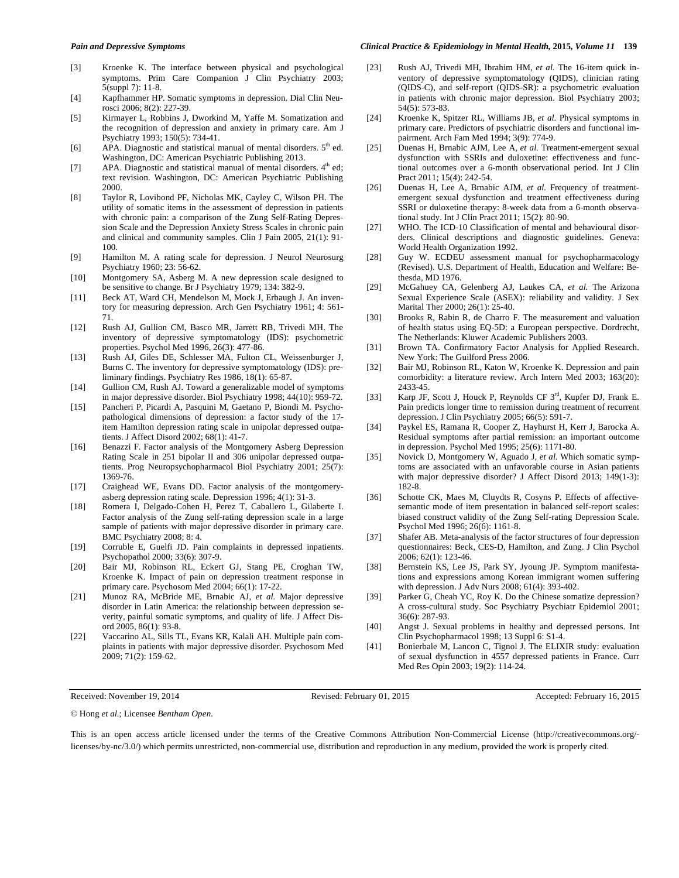[3] Kroenke K. The interface between physical and psychological symptoms. Prim Care Companion J Clin Psychiatry 2003; 5(suppl 7): 11-8.

[4] Kapfhammer HP. Somatic symptoms in depression. Dial Clin Neurosci 2006; 8(2): 227-39.

[5] Kirmayer L, Robbins J, Dworkind M, Yaffe M. Somatization and the recognition of depression and anxiety in primary care. Am J Psychiatry 1993; 150(5): 734-41.

[6] APA. Diagnostic and statistical manual of mental disorders. 5th ed. Washington, DC: American Psychiatric Publishing 2013.

[7] APA. Diagnostic and statistical manual of mental disorders. 4th ed; text revision. Washington, DC: American Psychiatric Publishing 2000.

[8] Taylor R, Lovibond PF, Nicholas MK, Cayley C, Wilson PH. The utility of somatic items in the assessment of depression in patients with chronic pain: a comparison of the Zung Self-Rating Depression Scale and the Depression Anxiety Stress Scales in chronic pain and clinical and community samples. Clin J Pain 2005, 21(1): 91-100.

[9] Hamilton M. A rating scale for depression. J Neurol Neurosurg Psychiatry 1960; 23: 56-62.

[10] Montgomery SA, Asberg M. A new depression scale designed to be sensitive to change. Br J Psychiatry 1979; 134: 382-9.

[11] Beck AT, Ward CH, Mendelson M, Mock J, Erbaugh J. An inventory for measuring depression. Arch Gen Psychiatry 1961; 4: 561-71.

[12] Rush AJ, Gullion CM, Basco MR, Jarrett RB, Trivedi MH. The inventory of depressive symptomatology (IDS): psychometric properties. Psychol Med 1996, 26(3): 477-86.

[13] Rush AJ, Giles DE, Schlesser MA, Fulton CL, Weissenburger J, Burns C. The inventory for depressive symptomatology (IDS): preliminary findings. Psychiatry Res 1986, 18(1): 65-87.

[14] Gullion CM, Rush AJ. Toward a generalizable model of symptoms in major depressive disorder. Biol Psychiatry 1998; 44(10): 959-72.

[15] Pancheri P, Picardi A, Pasquini M, Gaetano P, Biondi M. Psychopathological dimensions of depression: a factor study of the 17-item Hamilton depression rating scale in unipolar depressed outpatients. J Affect Disord 2002; 68(1): 41-7.

[16] Benazzi F. Factor analysis of the Montgomery Asberg Depression Rating Scale in 251 bipolar II and 306 unipolar depressed outpatients. Prog Neuropsychopharmacol Biol Psychiatry 2001; 25(7): 1369-76.

[17] Craighead WE, Evans DD. Factor analysis of the montgomery-asberg depression rating scale. Depression 1996; 4(1): 31-3.

[18] Romera I, Delgado-Cohen H, Perez T, Caballero L, Gilaberte I. Factor analysis of the Zung self-rating depression scale in a large sample of patients with major depressive disorder in primary care. BMC Psychiatry 2008; 8: 4.

[19] Corruble E, Guelfi JD. Pain complaints in depressed inpatients. Psychopathol 2000; 33(6): 307-9.

[20] Bair MJ, Robinson RL, Eckert GJ, Stang PE, Croghan TW, Kroenke K. Impact of pain on depression treatment response in primary care. Psychosom Med 2004; 66(1): 17-22.

[21] Munoz RA, McBride ME, Brnabic AJ, *et al.* Major depressive disorder in Latin America: the relationship between depression severity, painful somatic symptoms, and quality of life. J Affect Disord 2005, 86(1): 93-8.

[22] Vaccarino AL, Sills TL, Evans KR, Kalali AH. Multiple pain complaints in patients with major depressive disorder. Psychosom Med 2009; 71(2): 159-62.

[23] Rush AJ, Trivedi MH, Ibrahim HM, *et al.* The 16-item quick inventory of depressive symptomatology (QIDS), clinician rating (QIDS-C), and self-report (QIDS-SR): a psychometric evaluation in patients with chronic major depression. Biol Psychiatry 2003; 54(5): 573-83.

[24] Kroenke K, Spitzer RL, Williams JB, *et al.* Physical symptoms in primary care. Predictors of psychiatric disorders and functional impairment. Arch Fam Med 1994; 3(9): 774-9.

[25] Duenas H, Brnabic AJM, Lee A, *et al.* Treatment-emergent sexual dysfunction with SSRIs and duloxetine: effectiveness and functional outcomes over a 6-month observational period. Int J Clin Pract 2011; 15(4): 242-54.

[26] Duenas H, Lee A, Brnabic AJM, *et al.* Frequency of treatment-emergent sexual dysfunction and treatment effectiveness during SSRI or duloxetine therapy: 8-week data from a 6-month observational study. Int J Clin Pract 2011; 15(2): 80-90.

[27] WHO. The ICD-10 Classification of mental and behavioural disorders. Clinical descriptions and diagnostic guidelines. Geneva: World Health Organization 1992.

[28] Guy W. ECDEU assessment manual for psychopharmacology (Revised). U.S. Department of Health, Education and Welfare: Bethesda, MD 1976.

[29] McGahuey CA, Gelenberg AJ, Laukes CA, *et al.* The Arizona Sexual Experience Scale (ASEX): reliability and validity. J Sex Marital Ther 2000; 26(1): 25-40.

[30] Brooks R, Rabin R, de Charro F. The measurement and valuation of health status using EQ-5D: a European perspective. Dordrecht, The Netherlands: Kluwer Academic Publishers 2003.

[31] Brown TA. Confirmatory Factor Analysis for Applied Research. New York: The Guilford Press 2006.

[32] Bair MJ, Robinson RL, Katon W, Kroenke K. Depression and pain comorbidity: a literature review. Arch Intern Med 2003; 163(20): 2433-45.

[33] Karp JF, Scott J, Houck P, Reynolds CF 3rd, Kupfer DJ, Frank E. Pain predicts longer time to remission during treatment of recurrent depression. J Clin Psychiatry 2005; 66(5): 591-7.

[34] Paykel ES, Ramana R, Cooper Z, Hayhurst H, Kerr J, Barocka A. Residual symptoms after partial remission: an important outcome in depression. Psychol Med 1995; 25(6): 1171-80.

[35] Novick D, Montgomery W, Aguado J, *et al.* Which somatic symptoms are associated with an unfavorable course in Asian patients with major depressive disorder? J Affect Disord 2013; 149(1-3): 182-8.

[36] Schotte CK, Maes M, Cluydts R, Cosyns P. Effects of affective-semantic mode of item presentation in balanced self-report scales: biased construct validity of the Zung Self-rating Depression Scale. Psychol Med 1996; 26(6): 1161-8.

[37] Shafer AB. Meta-analysis of the factor structures of four depression questionnaires: Beck, CES-D, Hamilton, and Zung. J Clin Psychol 2006; 62(1): 123-46.

[38] Bernstein KS, Lee JS, Park SY, Jyoung JP. Symptom manifestations and expressions among Korean immigrant women suffering with depression. J Adv Nurs 2008; 61(4): 393-402.

[39] Parker G, Cheah YC, Roy K. Do the Chinese somatize depression? A cross-cultural study. Soc Psychiatry Psychiatr Epidemiol 2001; 36(6): 287-93.

[40] Angst J. Sexual problems in healthy and depressed persons. Int Clin Psychopharmacol 1998; 13 Suppl 6: S1-4.

[41] Bonierbale M, Lancon C, Tignol J. The ELIXIR study: evaluation of sexual dysfunction in 4557 depressed patients in France. Curr Med Res Opin 2003; 19(2): 114-24.

Received: November 19, 2014 | Revised: February 01, 2015 | Accepted: February 16, 2015

© Hong *et al.*; Licensee *Bentham Open.*

This is an open access article licensed under the terms of the Creative Commons Attribution Non-Commercial License (http://creativecommons.org/-licenses/by-nc/3.0/) which permits unrestricted, non-commercial use, distribution and reproduction in any medium, provided the work is properly cited.